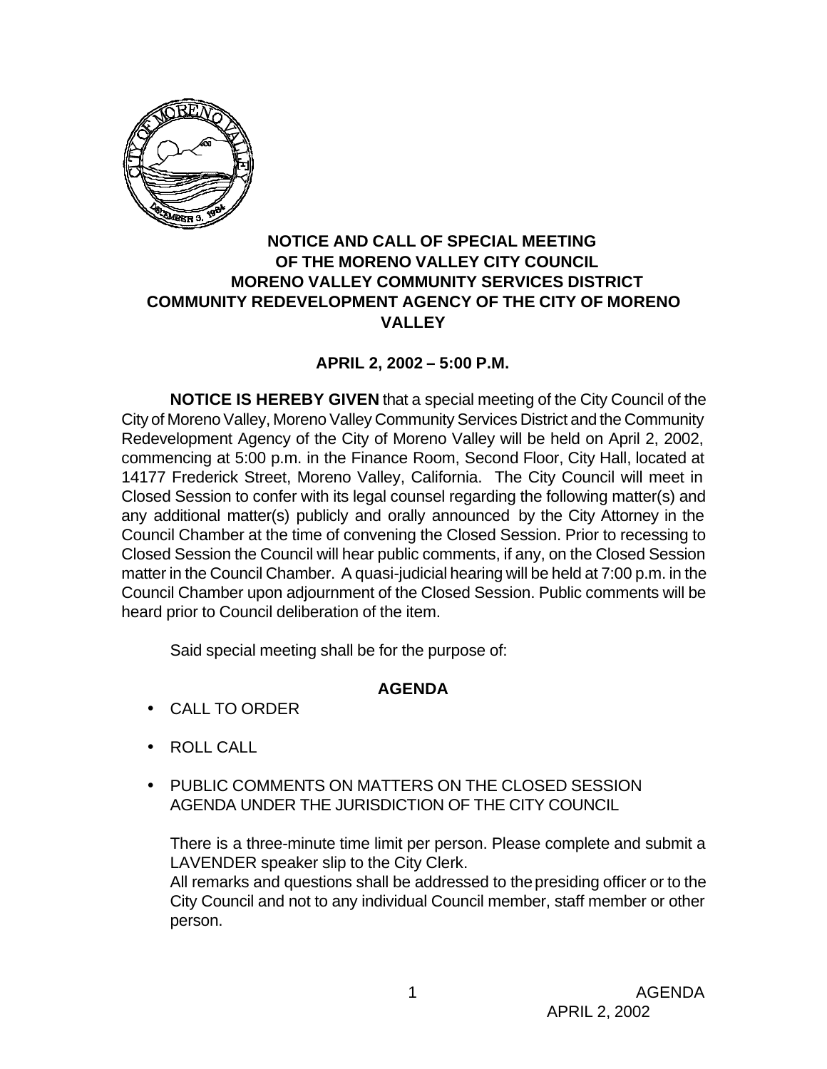# NOTICE AND CALL OF SPECIAL MEETING OF THE MORENO VALLEY CITY COUNCIL MORENO VALLEY COMMUNITY SERVICES DISTRICT COMMUNITY REDEVELOPMENT AGENCY OF THE CITY OF MORENO VALLEY

## APRIL 2, 2002 – 5:00 P.M.

**NOTICE IS HEREBY GIVEN** that a special meeting of the City Council of the City of Moreno Valley, Moreno Valley Community Services District and the Community Redevelopment Agency of the City of Moreno Valley will be held on April 2, 2002, commencing at 5:00 p.m. in the Finance Room, Second Floor, City Hall, located at 14177 Frederick Street, Moreno Valley, California. The City Council will meet in Closed Session to confer with its legal counsel regarding the following matter(s) and any additional matter(s) publicly and orally announced by the City Attorney in the Council Chamber at the time of convening the Closed Session. Prior to recessing to Closed Session the Council will hear public comments, if any, on the Closed Session matter in the Council Chamber. A quasi-judicial hearing will be held at 7:00 p.m. in the Council Chamber upon adjournment of the Closed Session. Public comments will be heard prior to Council deliberation of the item.

Said special meeting shall be for the purpose of:

## AGENDA

- CALL TO ORDER
- ROLL CALL
- PUBLIC COMMENTS ON MATTERS ON THE CLOSED SESSION AGENDA UNDER THE JURISDICTION OF THE CITY COUNCIL

  There is a three-minute time limit per person. Please complete and submit a LAVENDER speaker slip to the City Clerk.
  All remarks and questions shall be addressed to the presiding officer or to the City Council and not to any individual Council member, staff member or other person.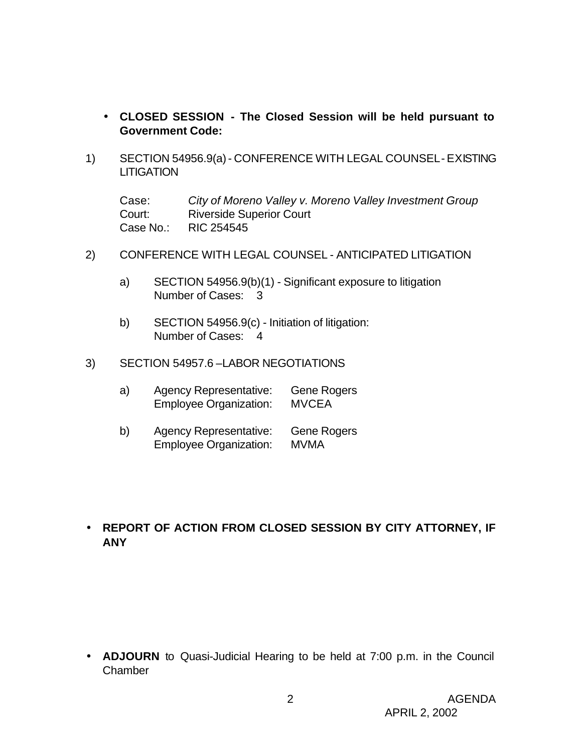- **CLOSED SESSION - The Closed Session will be held pursuant to Government Code:**

1) SECTION 54956.9(a) - CONFERENCE WITH LEGAL COUNSEL - EXISTING LITIGATION

   Case: *City of Moreno Valley v. Moreno Valley Investment Group*
   Court: Riverside Superior Court
   Case No.: RIC 254545

2) CONFERENCE WITH LEGAL COUNSEL - ANTICIPATED LITIGATION

   a) SECTION 54956.9(b)(1) - Significant exposure to litigation
      Number of Cases: 3

   b) SECTION 54956.9(c) - Initiation of litigation:
      Number of Cases: 4

3) SECTION 54957.6 –LABOR NEGOTIATIONS

   a) Agency Representative: Gene Rogers
      Employee Organization: MVCEA

   b) Agency Representative: Gene Rogers
      Employee Organization: MVMA

- **REPORT OF ACTION FROM CLOSED SESSION BY CITY ATTORNEY, IF ANY**

- **ADJOURN** to Quasi-Judicial Hearing to be held at 7:00 p.m. in the Council Chamber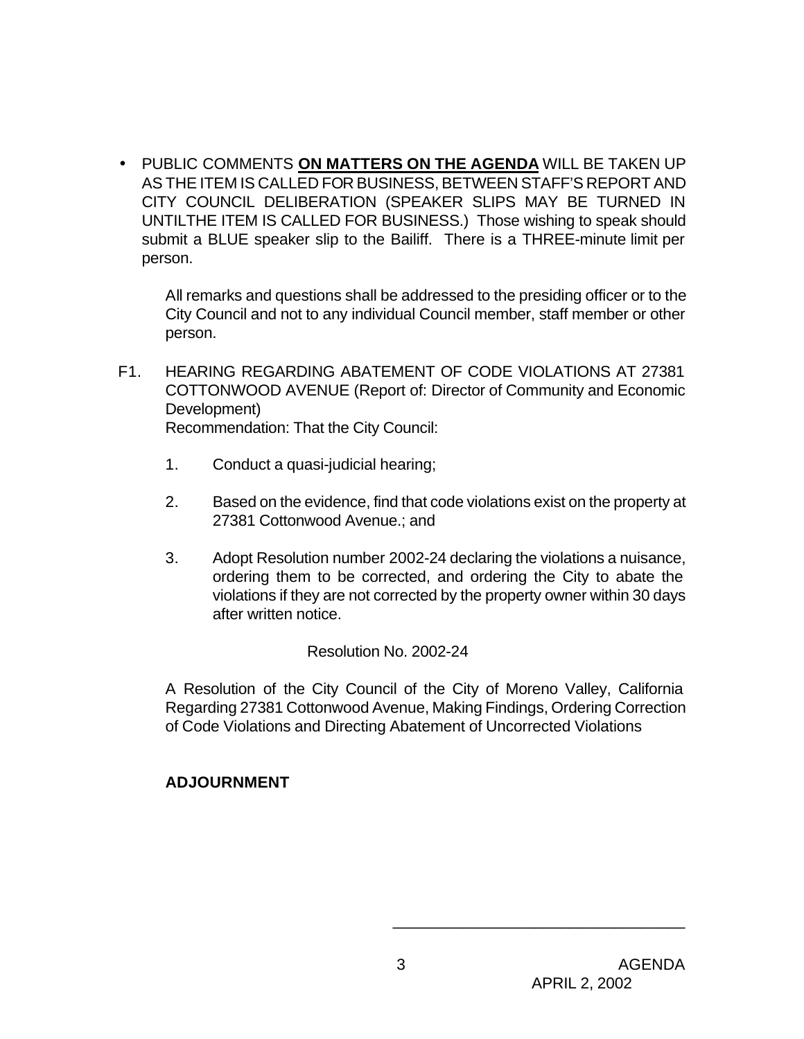- PUBLIC COMMENTS **ON MATTERS ON THE AGENDA** WILL BE TAKEN UP AS THE ITEM IS CALLED FOR BUSINESS, BETWEEN STAFF'S REPORT AND CITY COUNCIL DELIBERATION (SPEAKER SLIPS MAY BE TURNED IN UNTILTHE ITEM IS CALLED FOR BUSINESS.) Those wishing to speak should submit a BLUE speaker slip to the Bailiff. There is a THREE-minute limit per person.

  All remarks and questions shall be addressed to the presiding officer or to the City Council and not to any individual Council member, staff member or other person.

F1. HEARING REGARDING ABATEMENT OF CODE VIOLATIONS AT 27381 COTTONWOOD AVENUE (Report of: Director of Community and Economic Development)
Recommendation: That the City Council:

1. Conduct a quasi-judicial hearing;

2. Based on the evidence, find that code violations exist on the property at 27381 Cottonwood Avenue.; and

3. Adopt Resolution number 2002-24 declaring the violations a nuisance, ordering them to be corrected, and ordering the City to abate the violations if they are not corrected by the property owner within 30 days after written notice.

Resolution No. 2002-24

A Resolution of the City Council of the City of Moreno Valley, California Regarding 27381 Cottonwood Avenue, Making Findings, Ordering Correction of Code Violations and Directing Abatement of Uncorrected Violations

**ADJOURNMENT**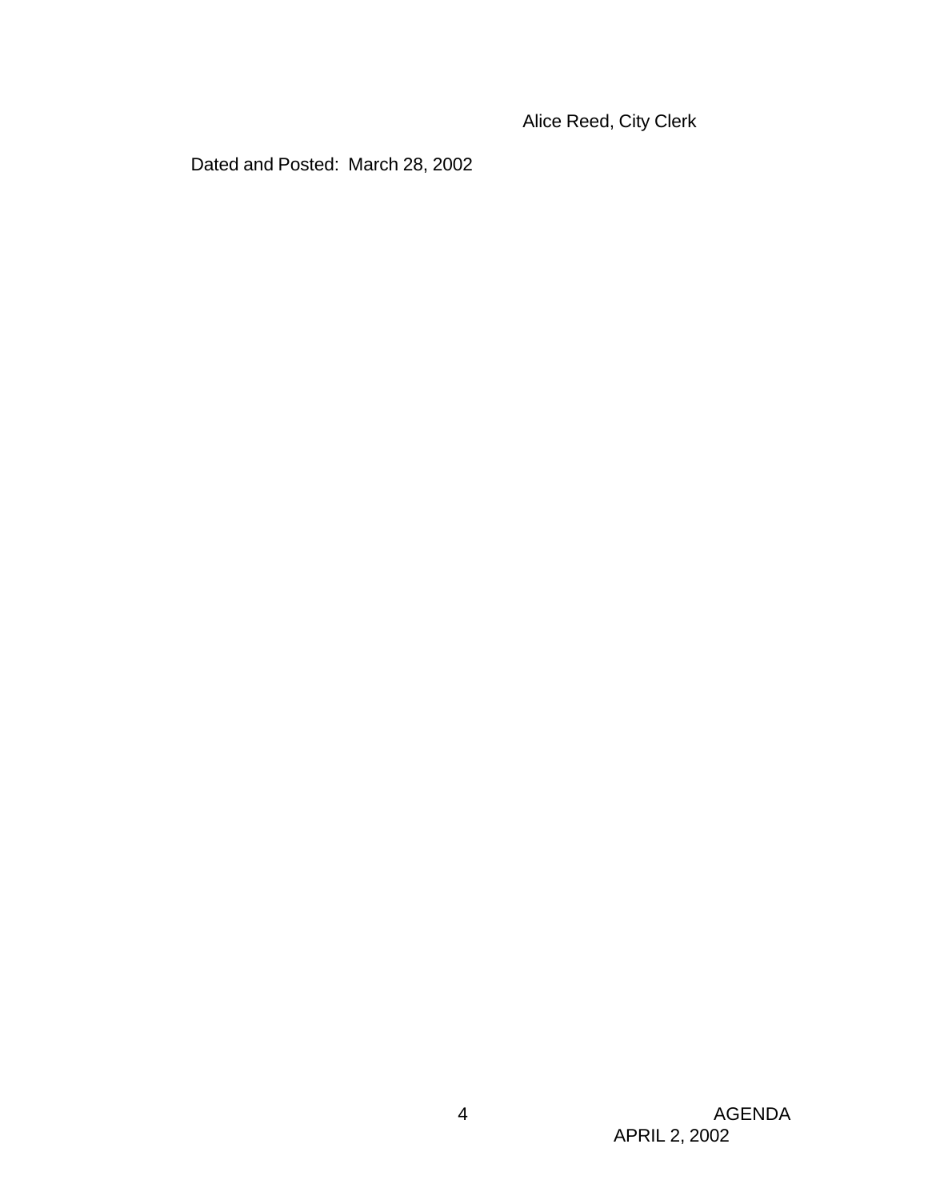Alice Reed, City Clerk

Dated and Posted: March 28, 2002